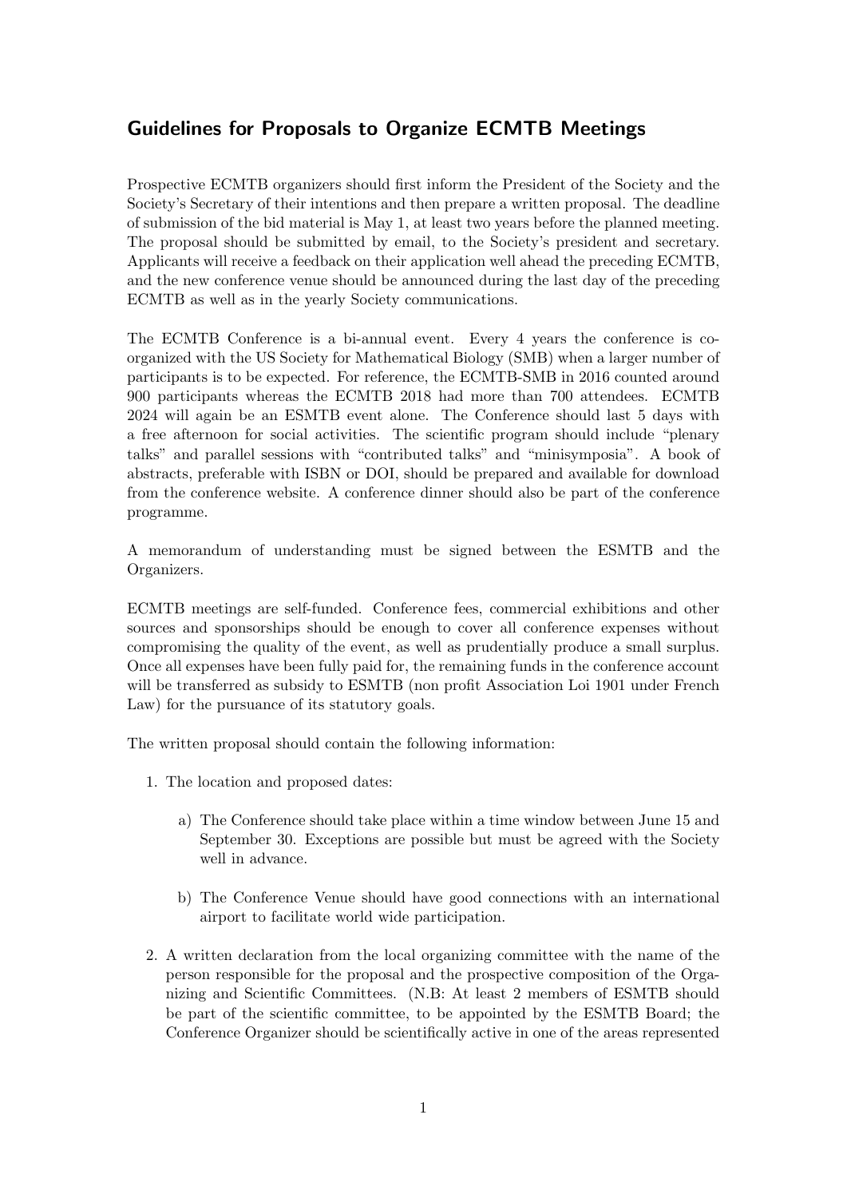## Guidelines for Proposals to Organize ECMTB Meetings

Prospective ECMTB organizers should first inform the President of the Society and the Society's Secretary of their intentions and then prepare a written proposal. The deadline of submission of the bid material is May 1, at least two years before the planned meeting. The proposal should be submitted by email, to the Society's president and secretary. Applicants will receive a feedback on their application well ahead the preceding ECMTB, and the new conference venue should be announced during the last day of the preceding ECMTB as well as in the yearly Society communications.

The ECMTB Conference is a bi-annual event. Every 4 years the conference is co-organized with the US Society for Mathematical Biology (SMB) when a larger number of participants is to be expected. For reference, the ECMTB-SMB in 2016 counted around 900 participants whereas the ECMTB 2018 had more than 700 attendees. ECMTB 2024 will again be an ESMTB event alone. The Conference should last 5 days with a free afternoon for social activities. The scientific program should include "plenary talks" and parallel sessions with "contributed talks" and "minisymposia". A book of abstracts, preferable with ISBN or DOI, should be prepared and available for download from the conference website. A conference dinner should also be part of the conference programme.

A memorandum of understanding must be signed between the ESMTB and the Organizers.

ECMTB meetings are self-funded. Conference fees, commercial exhibitions and other sources and sponsorships should be enough to cover all conference expenses without compromising the quality of the event, as well as prudentially produce a small surplus. Once all expenses have been fully paid for, the remaining funds in the conference account will be transferred as subsidy to ESMTB (non profit Association Loi 1901 under French Law) for the pursuance of its statutory goals.

The written proposal should contain the following information:

1. The location and proposed dates:

   a) The Conference should take place within a time window between June 15 and September 30. Exceptions are possible but must be agreed with the Society well in advance.

   b) The Conference Venue should have good connections with an international airport to facilitate world wide participation.

2. A written declaration from the local organizing committee with the name of the person responsible for the proposal and the prospective composition of the Organizing and Scientific Committees. (N.B: At least 2 members of ESMTB should be part of the scientific committee, to be appointed by the ESMTB Board; the Conference Organizer should be scientifically active in one of the areas represented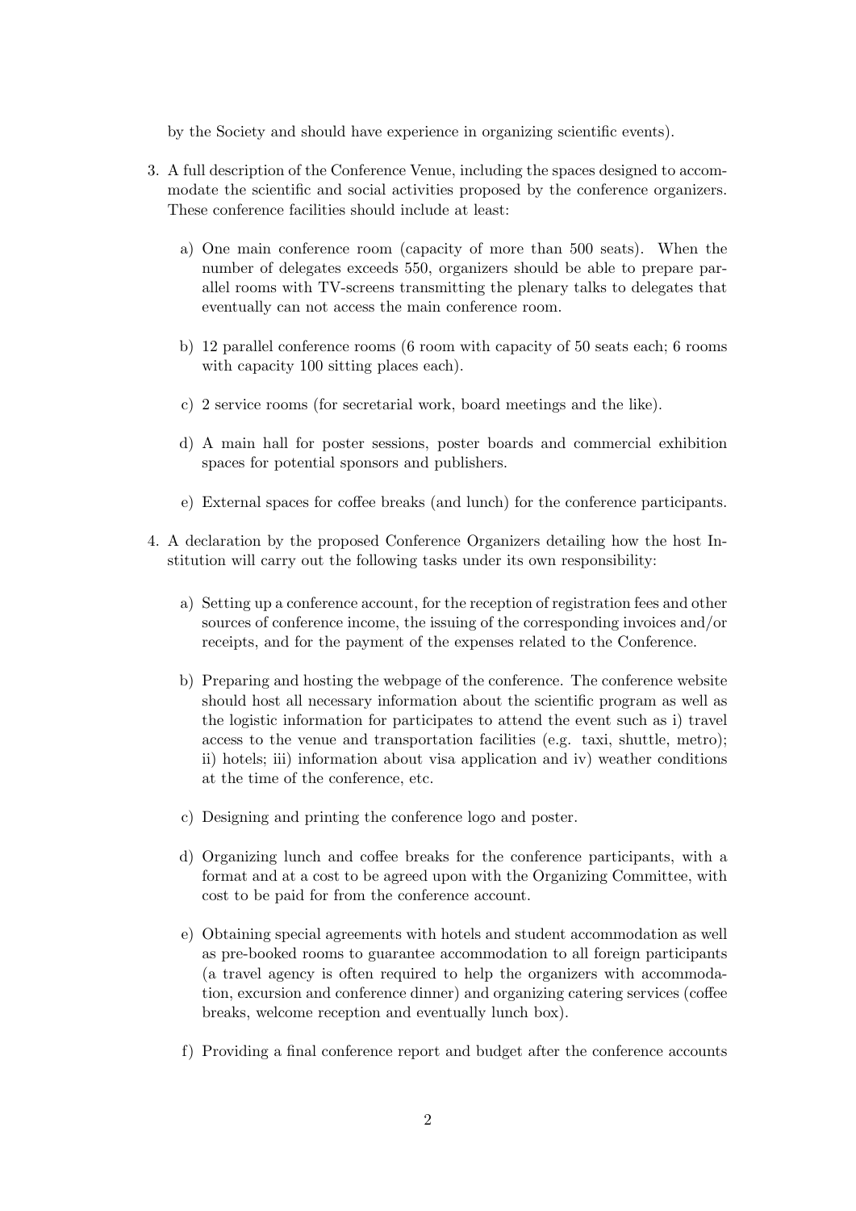by the Society and should have experience in organizing scientific events).

3. A full description of the Conference Venue, including the spaces designed to accommodate the scientific and social activities proposed by the conference organizers. These conference facilities should include at least:

   a) One main conference room (capacity of more than 500 seats). When the number of delegates exceeds 550, organizers should be able to prepare parallel rooms with TV-screens transmitting the plenary talks to delegates that eventually can not access the main conference room.

   b) 12 parallel conference rooms (6 room with capacity of 50 seats each; 6 rooms with capacity 100 sitting places each).

   c) 2 service rooms (for secretarial work, board meetings and the like).

   d) A main hall for poster sessions, poster boards and commercial exhibition spaces for potential sponsors and publishers.

   e) External spaces for coffee breaks (and lunch) for the conference participants.

4. A declaration by the proposed Conference Organizers detailing how the host Institution will carry out the following tasks under its own responsibility:

   a) Setting up a conference account, for the reception of registration fees and other sources of conference income, the issuing of the corresponding invoices and/or receipts, and for the payment of the expenses related to the Conference.

   b) Preparing and hosting the webpage of the conference. The conference website should host all necessary information about the scientific program as well as the logistic information for participates to attend the event such as i) travel access to the venue and transportation facilities (e.g. taxi, shuttle, metro); ii) hotels; iii) information about visa application and iv) weather conditions at the time of the conference, etc.

   c) Designing and printing the conference logo and poster.

   d) Organizing lunch and coffee breaks for the conference participants, with a format and at a cost to be agreed upon with the Organizing Committee, with cost to be paid for from the conference account.

   e) Obtaining special agreements with hotels and student accommodation as well as pre-booked rooms to guarantee accommodation to all foreign participants (a travel agency is often required to help the organizers with accommodation, excursion and conference dinner) and organizing catering services (coffee breaks, welcome reception and eventually lunch box).

   f) Providing a final conference report and budget after the conference accounts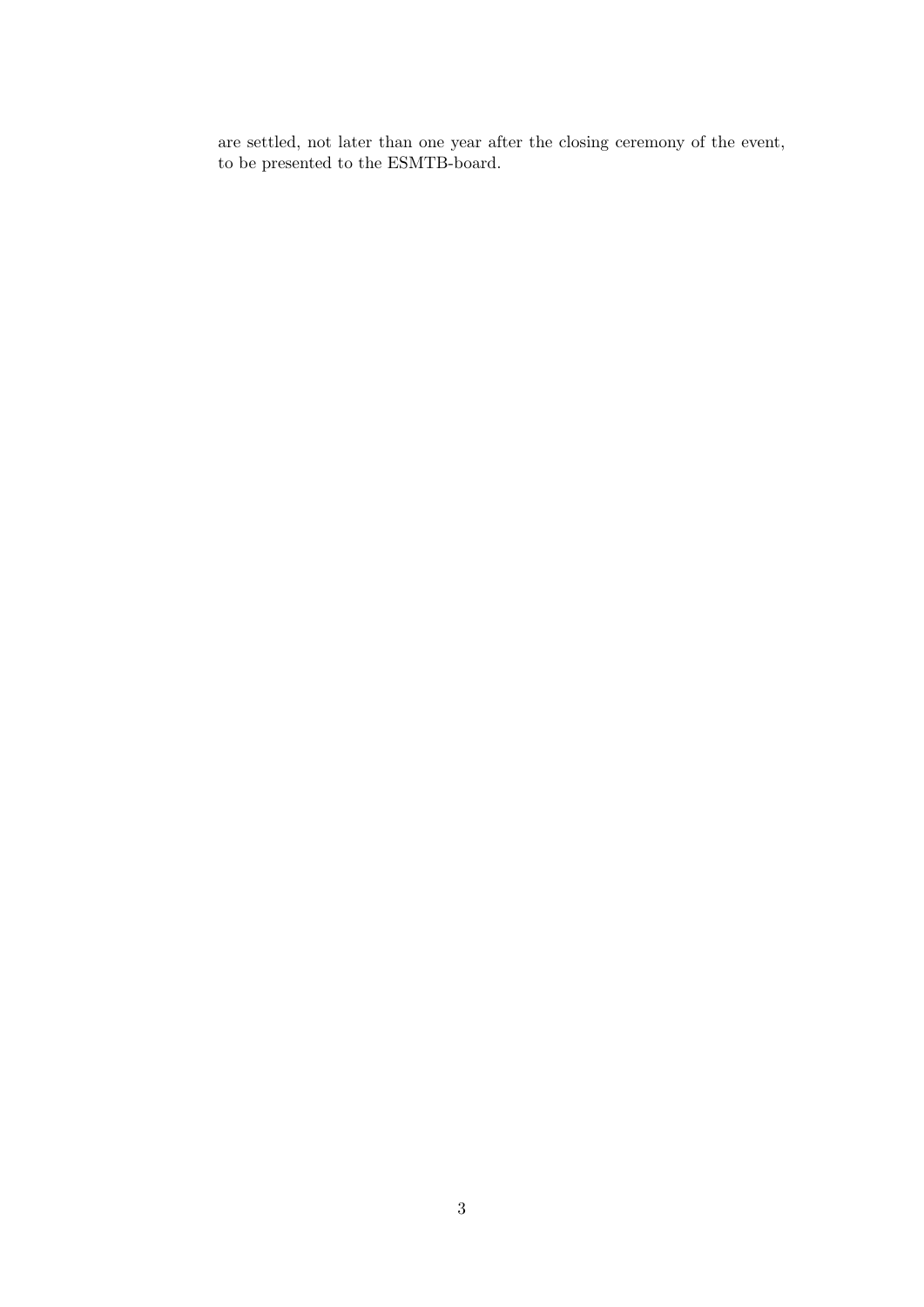are settled, not later than one year after the closing ceremony of the event, to be presented to the ESMTB-board.